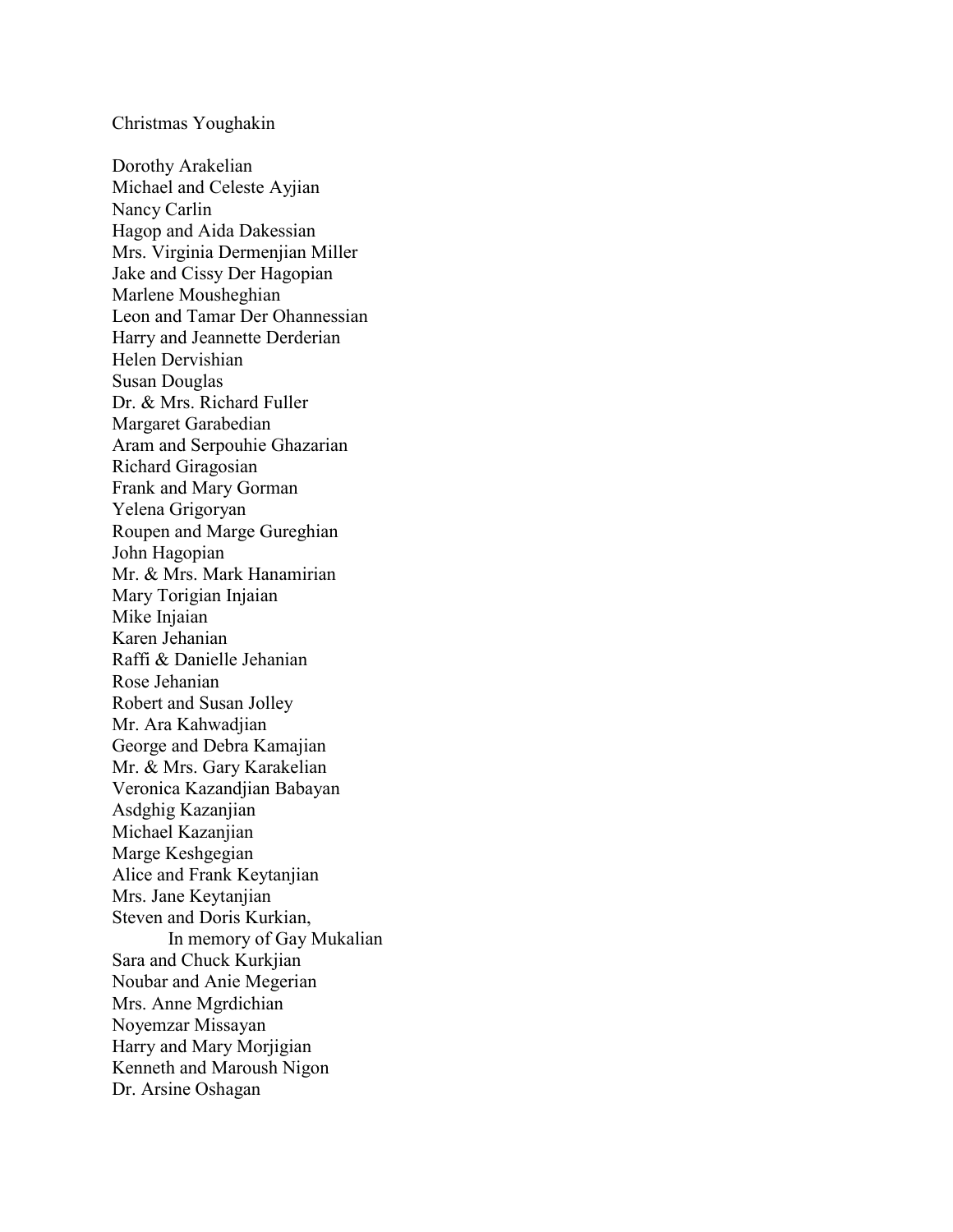Christmas Youghakin

Dorothy Arakelian
Michael and Celeste Ayjian
Nancy Carlin
Hagop and Aida Dakessian
Mrs. Virginia Dermenjian Miller
Jake and Cissy Der Hagopian
Marlene Mousheghian
Leon and Tamar Der Ohannessian
Harry and Jeannette Derderian
Helen Dervishian
Susan Douglas
Dr. & Mrs. Richard Fuller
Margaret Garabedian
Aram and Serpouhie Ghazarian
Richard Giragosian
Frank and Mary Gorman
Yelena Grigoryan
Roupen and Marge Gureghian
John Hagopian
Mr. & Mrs. Mark Hanamirian
Mary Torigian Injaian
Mike Injaian
Karen Jehanian
Raffi & Danielle Jehanian
Rose Jehanian
Robert and Susan Jolley
Mr. Ara Kahwadjian
George and Debra Kamajian
Mr. & Mrs. Gary Karakelian
Veronica Kazandjian Babayan
Asdghig Kazanjian
Michael Kazanjian
Marge Keshgegian
Alice and Frank Keytanjian
Mrs. Jane Keytanjian
Steven and Doris Kurkian,
    In memory of Gay Mukalian
Sara and Chuck Kurkjian
Noubar and Anie Megerian
Mrs. Anne Mgrdichian
Noyemzar Missayan
Harry and Mary Morjigian
Kenneth and Maroush Nigon
Dr. Arsine Oshagan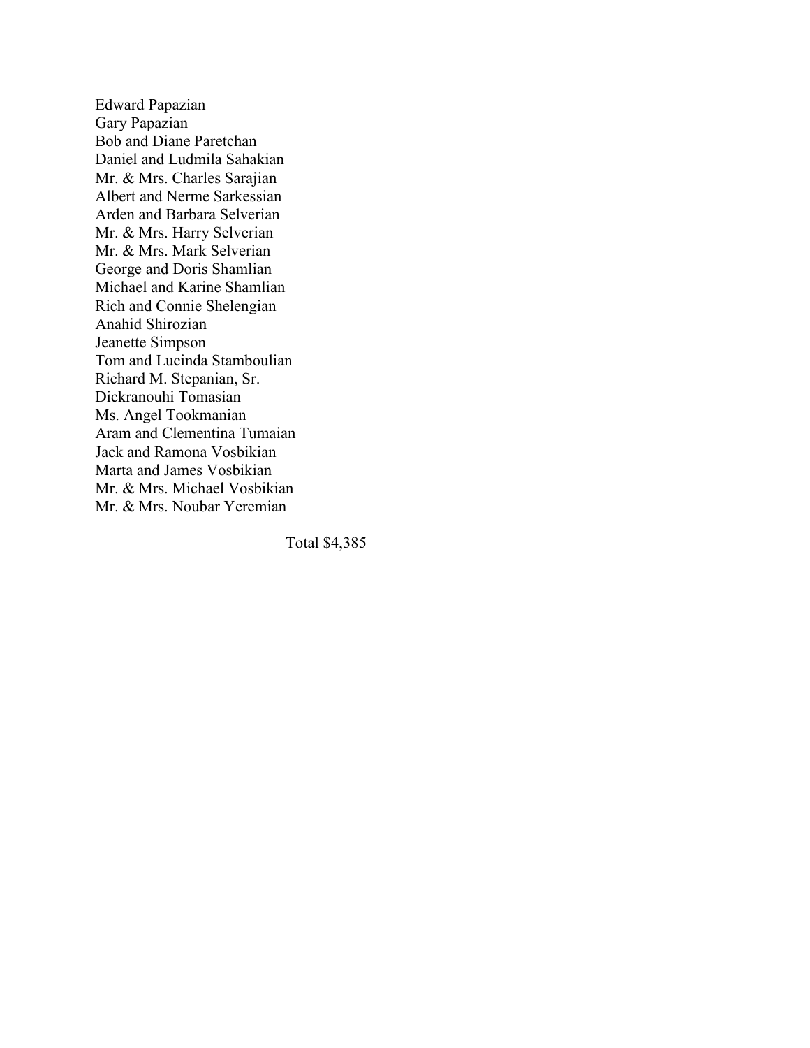Edward Papazian
Gary Papazian
Bob and Diane Paretchan
Daniel and Ludmila Sahakian
Mr. & Mrs. Charles Sarajian
Albert and Nerme Sarkessian
Arden and Barbara Selverian
Mr. & Mrs. Harry Selverian
Mr. & Mrs. Mark Selverian
George and Doris Shamlian
Michael and Karine Shamlian
Rich and Connie Shelengian
Anahid Shirozian
Jeanette Simpson
Tom and Lucinda Stamboulian
Richard M. Stepanian, Sr.
Dickranouhi Tomasian
Ms. Angel Tookmanian
Aram and Clementina Tumaian
Jack and Ramona Vosbikian
Marta and James Vosbikian
Mr. & Mrs. Michael Vosbikian
Mr. & Mrs. Noubar Yeremian

Total $4,385